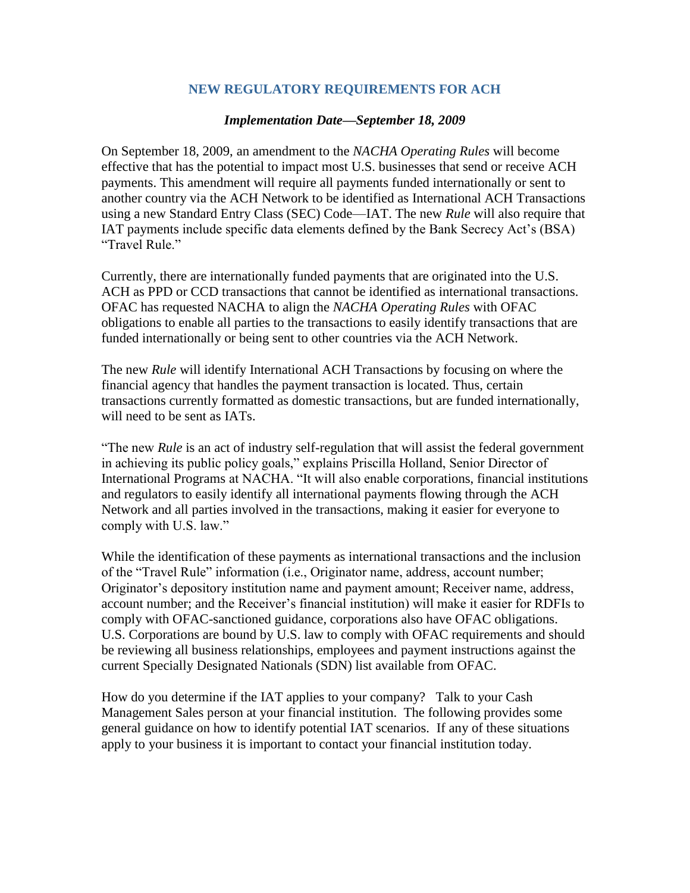# NEW REGULATORY REQUIREMENTS FOR ACH

***Implementation Date—September 18, 2009***

On September 18, 2009, an amendment to the *NACHA Operating Rules* will become effective that has the potential to impact most U.S. businesses that send or receive ACH payments. This amendment will require all payments funded internationally or sent to another country via the ACH Network to be identified as International ACH Transactions using a new Standard Entry Class (SEC) Code—IAT. The new *Rule* will also require that IAT payments include specific data elements defined by the Bank Secrecy Act's (BSA) "Travel Rule."

Currently, there are internationally funded payments that are originated into the U.S. ACH as PPD or CCD transactions that cannot be identified as international transactions. OFAC has requested NACHA to align the *NACHA Operating Rules* with OFAC obligations to enable all parties to the transactions to easily identify transactions that are funded internationally or being sent to other countries via the ACH Network.

The new *Rule* will identify International ACH Transactions by focusing on where the financial agency that handles the payment transaction is located. Thus, certain transactions currently formatted as domestic transactions, but are funded internationally, will need to be sent as IATs.

"The new *Rule* is an act of industry self-regulation that will assist the federal government in achieving its public policy goals," explains Priscilla Holland, Senior Director of International Programs at NACHA. "It will also enable corporations, financial institutions and regulators to easily identify all international payments flowing through the ACH Network and all parties involved in the transactions, making it easier for everyone to comply with U.S. law."

While the identification of these payments as international transactions and the inclusion of the "Travel Rule" information (i.e., Originator name, address, account number; Originator's depository institution name and payment amount; Receiver name, address, account number; and the Receiver's financial institution) will make it easier for RDFIs to comply with OFAC-sanctioned guidance, corporations also have OFAC obligations. U.S. Corporations are bound by U.S. law to comply with OFAC requirements and should be reviewing all business relationships, employees and payment instructions against the current Specially Designated Nationals (SDN) list available from OFAC.

How do you determine if the IAT applies to your company? Talk to your Cash Management Sales person at your financial institution. The following provides some general guidance on how to identify potential IAT scenarios. If any of these situations apply to your business it is important to contact your financial institution today.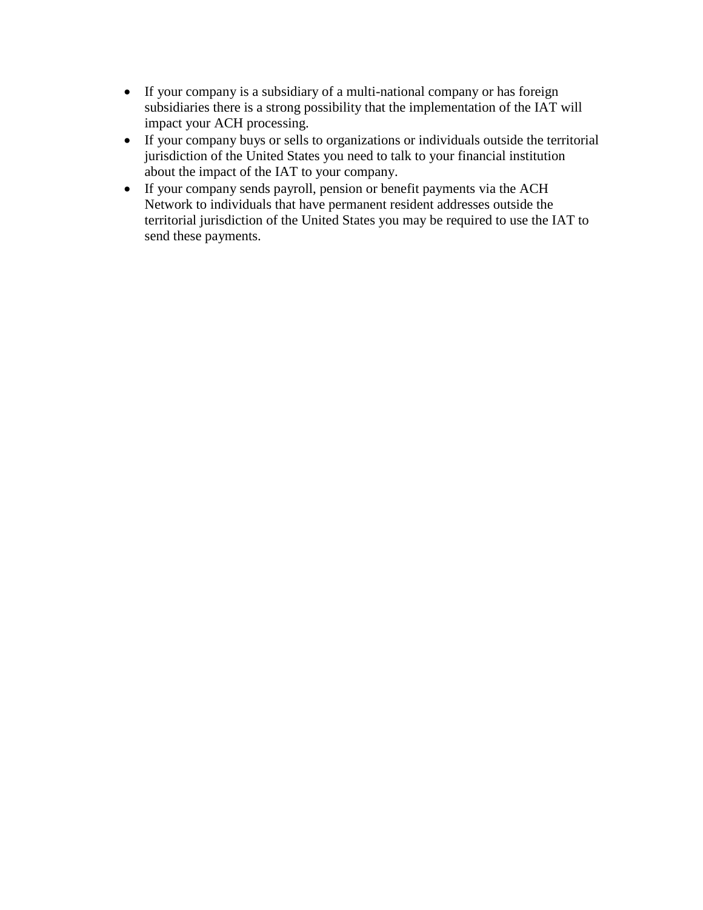- If your company is a subsidiary of a multi-national company or has foreign subsidiaries there is a strong possibility that the implementation of the IAT will impact your ACH processing.
- If your company buys or sells to organizations or individuals outside the territorial jurisdiction of the United States you need to talk to your financial institution about the impact of the IAT to your company.
- If your company sends payroll, pension or benefit payments via the ACH Network to individuals that have permanent resident addresses outside the territorial jurisdiction of the United States you may be required to use the IAT to send these payments.